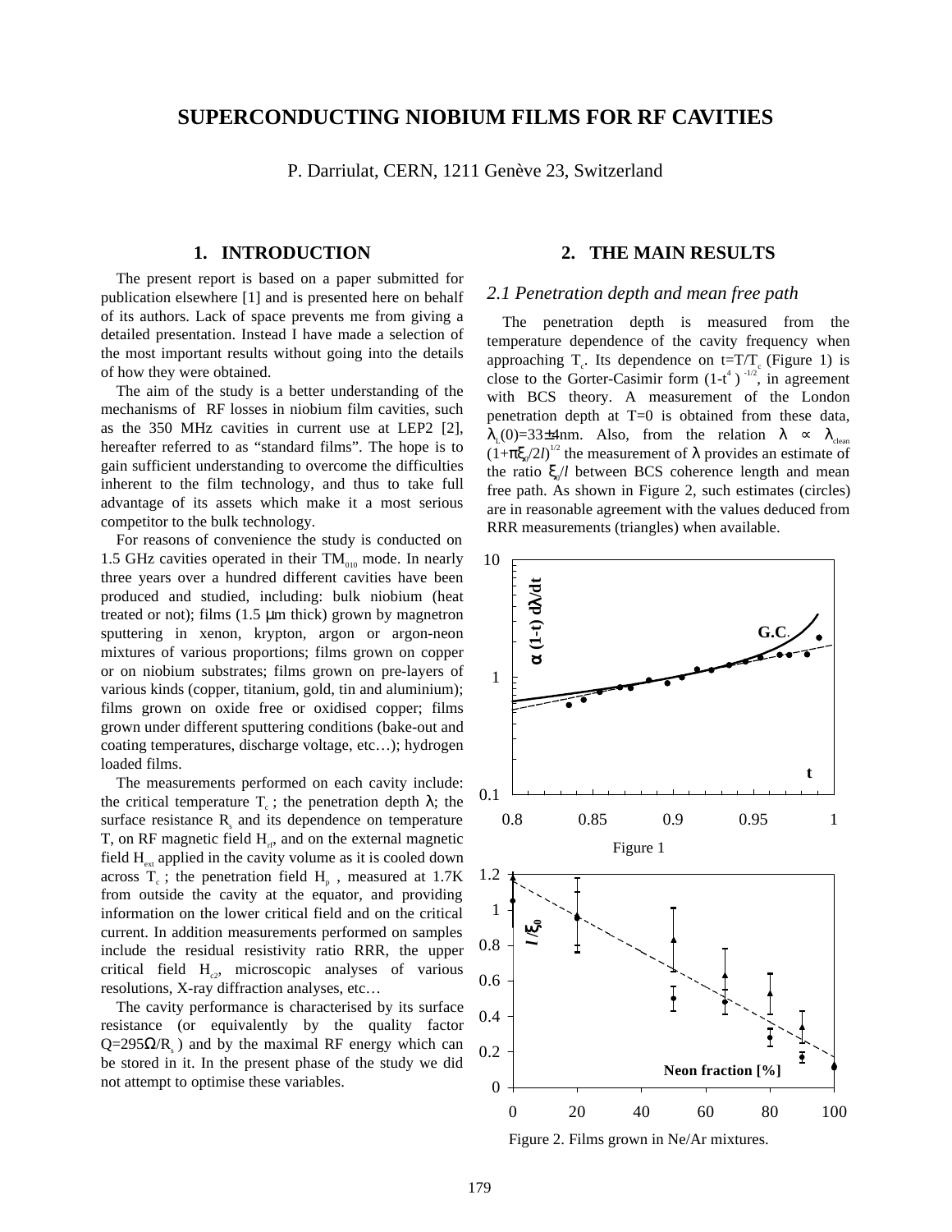# SUPERCONDUCTING NIOBIUM FILMS FOR RF CAVITIES

P. Darriulat, CERN, 1211 Genève 23, Switzerland

## 1. INTRODUCTION

The present report is based on a paper submitted for publication elsewhere [1] and is presented here on behalf of its authors. Lack of space prevents me from giving a detailed presentation. Instead I have made a selection of the most important results without going into the details of how they were obtained.

The aim of the study is a better understanding of the mechanisms of RF losses in niobium film cavities, such as the 350 MHz cavities in current use at LEP2 [2], hereafter referred to as "standard films". The hope is to gain sufficient understanding to overcome the difficulties inherent to the film technology, and thus to take full advantage of its assets which make it a most serious competitor to the bulk technology.

For reasons of convenience the study is conducted on 1.5 GHz cavities operated in their $TM_{010}$ mode. In nearly three years over a hundred different cavities have been produced and studied, including: bulk niobium (heat treated or not); films (1.5 μm thick) grown by magnetron sputtering in xenon, krypton, argon or argon-neon mixtures of various proportions; films grown on copper or on niobium substrates; films grown on pre-layers of various kinds (copper, titanium, gold, tin and aluminium); films grown on oxide free or oxidised copper; films grown under different sputtering conditions (bake-out and coating temperatures, discharge voltage, etc…); hydrogen loaded films.

The measurements performed on each cavity include: the critical temperature $T_c$ ; the penetration depth $\lambda$; the surface resistance $R_s$ and its dependence on temperature T, on RF magnetic field $H_{rf}$, and on the external magnetic field $H_{ext}$ applied in the cavity volume as it is cooled down across $T_c$ ; the penetration field $H_p$ , measured at 1.7K from outside the cavity at the equator, and providing information on the lower critical field and on the critical current. In addition measurements performed on samples include the residual resistivity ratio RRR, the upper critical field $H_{c2}$, microscopic analyses of various resolutions, X-ray diffraction analyses, etc…

The cavity performance is characterised by its surface resistance (or equivalently by the quality factor $Q=295\Omega/R_s$ ) and by the maximal RF energy which can be stored in it. In the present phase of the study we did not attempt to optimise these variables.

## 2. THE MAIN RESULTS

### *2.1 Penetration depth and mean free path*

The penetration depth is measured from the temperature dependence of the cavity frequency when approaching $T_c$. Its dependence on $t=T/T_c$ (Figure 1) is close to the Gorter-Casimir form $(1-t^4)^{-1/2}$, in agreement with BCS theory. A measurement of the London penetration depth at T=0 is obtained from these data, $\lambda_L(0)=33\pm4$nm. Also, from the relation $\lambda \propto \lambda_{clean}(1+\pi\xi_0/2l)^{1/2}$ the measurement of $\lambda$ provides an estimate of the ratio $\xi_0/l$ between BCS coherence length and mean free path. As shown in Figure 2, such estimates (circles) are in reasonable agreement with the values deduced from RRR measurements (triangles) when available.

Figure 1

Figure 2. Films grown in Ne/Ar mixtures.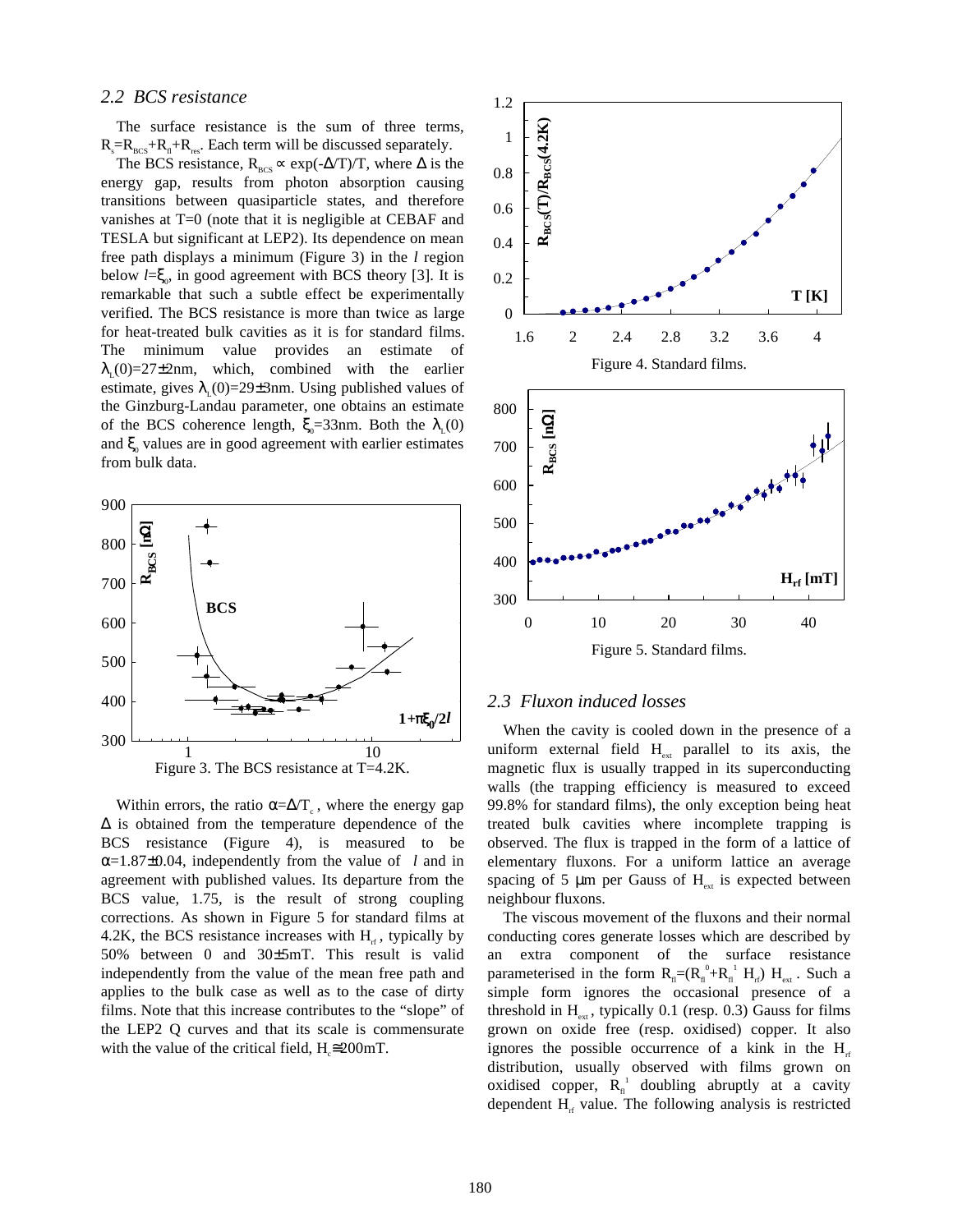## 2.2 BCS resistance

The surface resistance is the sum of three terms, $R_s = R_{BCS} + R_{fl} + R_{res}$. Each term will be discussed separately.

The BCS resistance, $R_{BCS} \propto \exp(-\Delta/T)/T$, where $\Delta$ is the energy gap, results from photon absorption causing transitions between quasiparticle states, and therefore vanishes at T=0 (note that it is negligible at CEBAF and TESLA but significant at LEP2). Its dependence on mean free path displays a minimum (Figure 3) in the $l$ region below $l=\xi_0$, in good agreement with BCS theory [3]. It is remarkable that such a subtle effect be experimentally verified. The BCS resistance is more than twice as large for heat-treated bulk cavities as it is for standard films. The minimum value provides an estimate of $\lambda_L(0)=27\pm2$nm, which, combined with the earlier estimate, gives $\lambda_L(0)=29\pm3$nm. Using published values of the Ginzburg-Landau parameter, one obtains an estimate of the BCS coherence length, $\xi_0=33$nm. Both the $\lambda_L(0)$ and $\xi_0$ values are in good agreement with earlier estimates from bulk data.

Figure 3. The BCS resistance at T=4.2K.

Within errors, the ratio $\alpha=\Delta/T_c$, where the energy gap $\Delta$ is obtained from the temperature dependence of the BCS resistance (Figure 4), is measured to be $\alpha=1.87\pm0.04$, independently from the value of $l$ and in agreement with published values. Its departure from the BCS value, 1.75, is the result of strong coupling corrections. As shown in Figure 5 for standard films at 4.2K, the BCS resistance increases with $H_{rf}$, typically by 50% between 0 and 30±5mT. This result is valid independently from the value of the mean free path and applies to the bulk case as well as to the case of dirty films. Note that this increase contributes to the "slope" of the LEP2 Q curves and that its scale is commensurate with the value of the critical field, $H_c \cong 200$mT.

Figure 4. Standard films.

Figure 5. Standard films.

## 2.3 Fluxon induced losses

When the cavity is cooled down in the presence of a uniform external field $H_{ext}$ parallel to its axis, the magnetic flux is usually trapped in its superconducting walls (the trapping efficiency is measured to exceed 99.8% for standard films), the only exception being heat treated bulk cavities where incomplete trapping is observed. The flux is trapped in the form of a lattice of elementary fluxons. For a uniform lattice an average spacing of 5 μm per Gauss of $H_{ext}$ is expected between neighbour fluxons.

The viscous movement of the fluxons and their normal conducting cores generate losses which are described by an extra component of the surface resistance parameterised in the form $R_{fl}=(R_{fl}^0+R_{fl}^1\ H_{rf})\ H_{ext}$. Such a simple form ignores the occasional presence of a threshold in $H_{ext}$, typically 0.1 (resp. 0.3) Gauss for films grown on oxide free (resp. oxidised) copper. It also ignores the possible occurrence of a kink in the $H_{rf}$ distribution, usually observed with films grown on oxidised copper, $R_{fl}^1$ doubling abruptly at a cavity dependent $H_{rf}$ value. The following analysis is restricted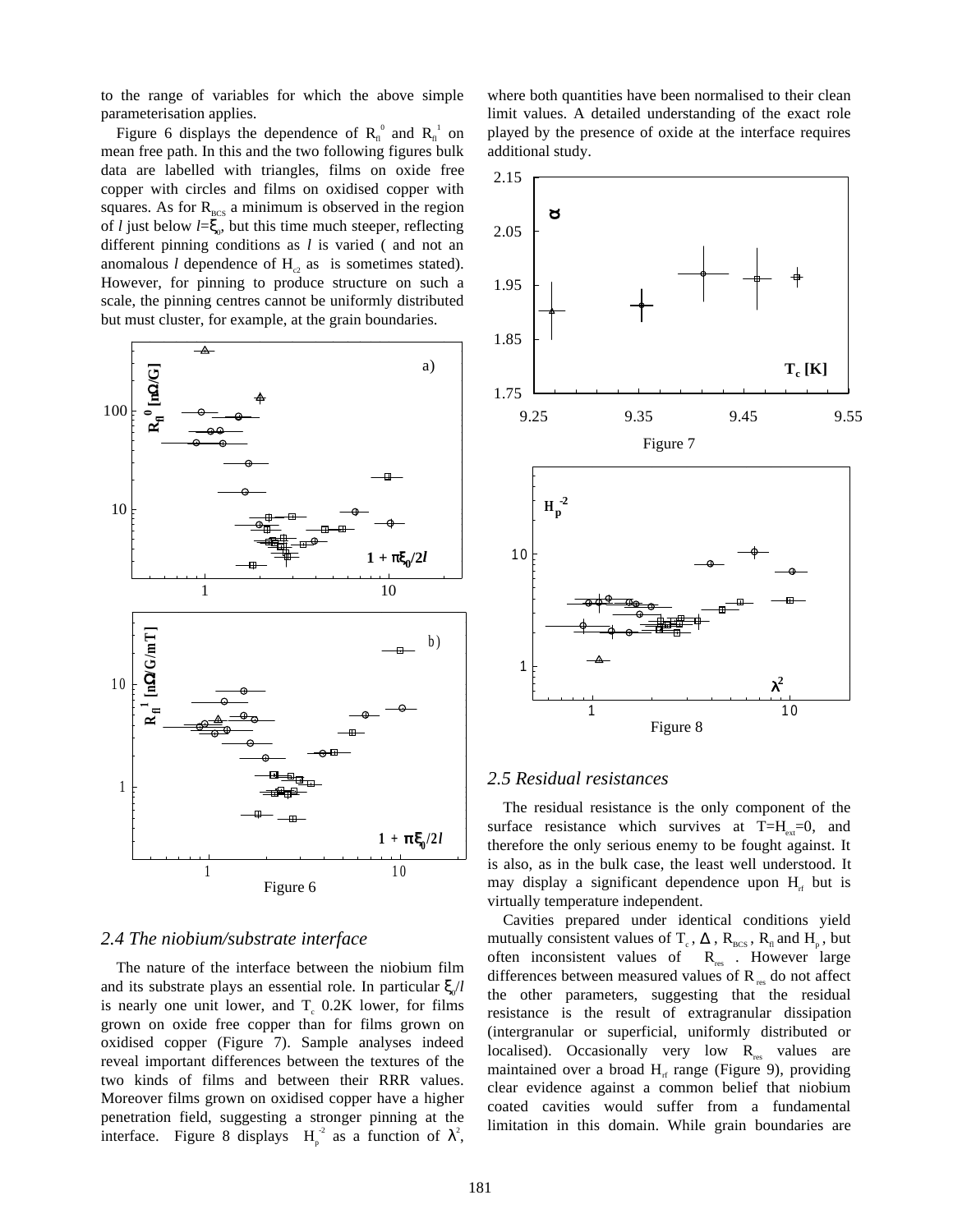to the range of variables for which the above simple parameterisation applies.

Figure 6 displays the dependence of $R_{fl}^{0}$ and $R_{fl}^{1}$ on mean free path. In this and the two following figures bulk data are labelled with triangles, films on oxide free copper with circles and films on oxidised copper with squares. As for $R_{BCS}$ a minimum is observed in the region of $l$ just below $l=\xi_0$, but this time much steeper, reflecting different pinning conditions as $l$ is varied ( and not an anomalous $l$ dependence of $H_{c2}$ as is sometimes stated). However, for pinning to produce structure on such a scale, the pinning centres cannot be uniformly distributed but must cluster, for example, at the grain boundaries.

Figure 6

## 2.4 The niobium/substrate interface

The nature of the interface between the niobium film and its substrate plays an essential role. In particular $\xi_0/l$ is nearly one unit lower, and $T_c$ 0.2K lower, for films grown on oxide free copper than for films grown on oxidised copper (Figure 7). Sample analyses indeed reveal important differences between the textures of the two kinds of films and between their RRR values. Moreover films grown on oxidised copper have a higher penetration field, suggesting a stronger pinning at the interface. Figure 8 displays $H_p^{-2}$ as a function of $\lambda^2$, where both quantities have been normalised to their clean limit values. A detailed understanding of the exact role played by the presence of oxide at the interface requires additional study.

Figure 7

Figure 8

## 2.5 Residual resistances

The residual resistance is the only component of the surface resistance which survives at $T=H_{ext}=0$, and therefore the only serious enemy to be fought against. It is also, as in the bulk case, the least well understood. It may display a significant dependence upon $H_{rf}$ but is virtually temperature independent.

Cavities prepared under identical conditions yield mutually consistent values of $T_c$, $\Delta$, $R_{BCS}$, $R_{fl}$ and $H_p$, but often inconsistent values of $R_{res}$. However large differences between measured values of $R_{res}$ do not affect the other parameters, suggesting that the residual resistance is the result of extragranular dissipation (intergranular or superficial, uniformly distributed or localised). Occasionally very low $R_{res}$ values are maintained over a broad $H_{rf}$ range (Figure 9), providing clear evidence against a common belief that niobium coated cavities would suffer from a fundamental limitation in this domain. While grain boundaries are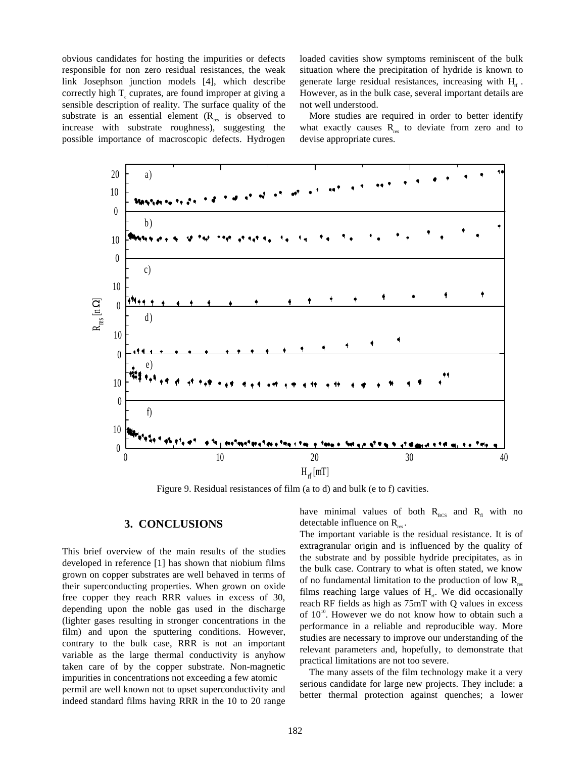obvious candidates for hosting the impurities or defects responsible for non zero residual resistances, the weak link Josephson junction models [4], which describe correctly high $T_c$ cuprates, are found improper at giving a sensible description of reality. The surface quality of the substrate is an essential element ($R_{res}$ is observed to increase with substrate roughness), suggesting the possible importance of macroscopic defects. Hydrogen loaded cavities show symptoms reminiscent of the bulk situation where the precipitation of hydride is known to generate large residual resistances, increasing with $H_{rf}$ . However, as in the bulk case, several important details are not well understood.

More studies are required in order to better identify what exactly causes $R_{res}$ to deviate from zero and to devise appropriate cures.

Figure 9. Residual resistances of film (a to d) and bulk (e to f) cavities.

## 3. CONCLUSIONS

This brief overview of the main results of the studies developed in reference [1] has shown that niobium films grown on copper substrates are well behaved in terms of their superconducting properties. When grown on oxide free copper they reach RRR values in excess of 30, depending upon the noble gas used in the discharge (lighter gases resulting in stronger concentrations in the film) and upon the sputtering conditions. However, contrary to the bulk case, RRR is not an important variable as the large thermal conductivity is anyhow taken care of by the copper substrate. Non-magnetic impurities in concentrations not exceeding a few atomic permil are well known not to upset superconductivity and indeed standard films having RRR in the 10 to 20 range have minimal values of both $R_{BCS}$ and $R_{fl}$ with no detectable influence on $R_{res}$.

The important variable is the residual resistance. It is of extragranular origin and is influenced by the quality of the substrate and by possible hydride precipitates, as in the bulk case. Contrary to what is often stated, we know of no fundamental limitation to the production of low $R_{res}$ films reaching large values of $H_{rf}$. We did occasionally reach RF fields as high as 75mT with Q values in excess of $10^{10}$. However we do not know how to obtain such a performance in a reliable and reproducible way. More studies are necessary to improve our understanding of the relevant parameters and, hopefully, to demonstrate that practical limitations are not too severe.

The many assets of the film technology make it a very serious candidate for large new projects. They include: a better thermal protection against quenches; a lower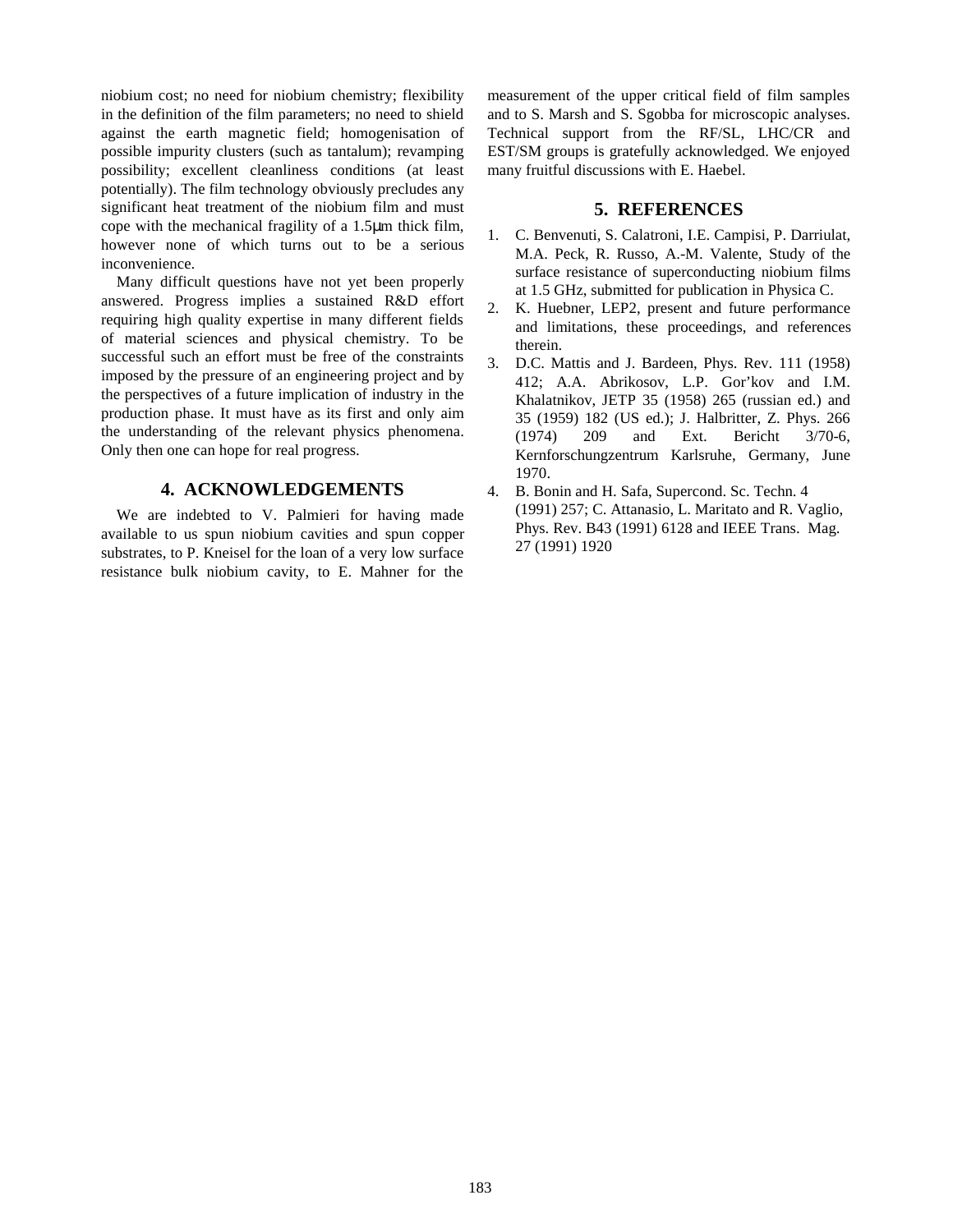niobium cost; no need for niobium chemistry; flexibility in the definition of the film parameters; no need to shield against the earth magnetic field; homogenisation of possible impurity clusters (such as tantalum); revamping possibility; excellent cleanliness conditions (at least potentially). The film technology obviously precludes any significant heat treatment of the niobium film and must cope with the mechanical fragility of a 1.5μm thick film, however none of which turns out to be a serious inconvenience.

Many difficult questions have not yet been properly answered. Progress implies a sustained R&D effort requiring high quality expertise in many different fields of material sciences and physical chemistry. To be successful such an effort must be free of the constraints imposed by the pressure of an engineering project and by the perspectives of a future implication of industry in the production phase. It must have as its first and only aim the understanding of the relevant physics phenomena. Only then one can hope for real progress.

## 4. ACKNOWLEDGEMENTS

We are indebted to V. Palmieri for having made available to us spun niobium cavities and spun copper substrates, to P. Kneisel for the loan of a very low surface resistance bulk niobium cavity, to E. Mahner for the measurement of the upper critical field of film samples and to S. Marsh and S. Sgobba for microscopic analyses. Technical support from the RF/SL, LHC/CR and EST/SM groups is gratefully acknowledged. We enjoyed many fruitful discussions with E. Haebel.

## 5. REFERENCES

1. C. Benvenuti, S. Calatroni, I.E. Campisi, P. Darriulat, M.A. Peck, R. Russo, A.-M. Valente, Study of the surface resistance of superconducting niobium films at 1.5 GHz, submitted for publication in Physica C.
2. K. Huebner, LEP2, present and future performance and limitations, these proceedings, and references therein.
3. D.C. Mattis and J. Bardeen, Phys. Rev. 111 (1958) 412; A.A. Abrikosov, L.P. Gor'kov and I.M. Khalatnikov, JETP 35 (1958) 265 (russian ed.) and 35 (1959) 182 (US ed.); J. Halbritter, Z. Phys. 266 (1974) 209 and Ext. Bericht 3/70-6, Kernforschungzentrum Karlsruhe, Germany, June 1970.
4. B. Bonin and H. Safa, Supercond. Sc. Techn. 4 (1991) 257; C. Attanasio, L. Maritato and R. Vaglio, Phys. Rev. B43 (1991) 6128 and IEEE Trans. Mag. 27 (1991) 1920